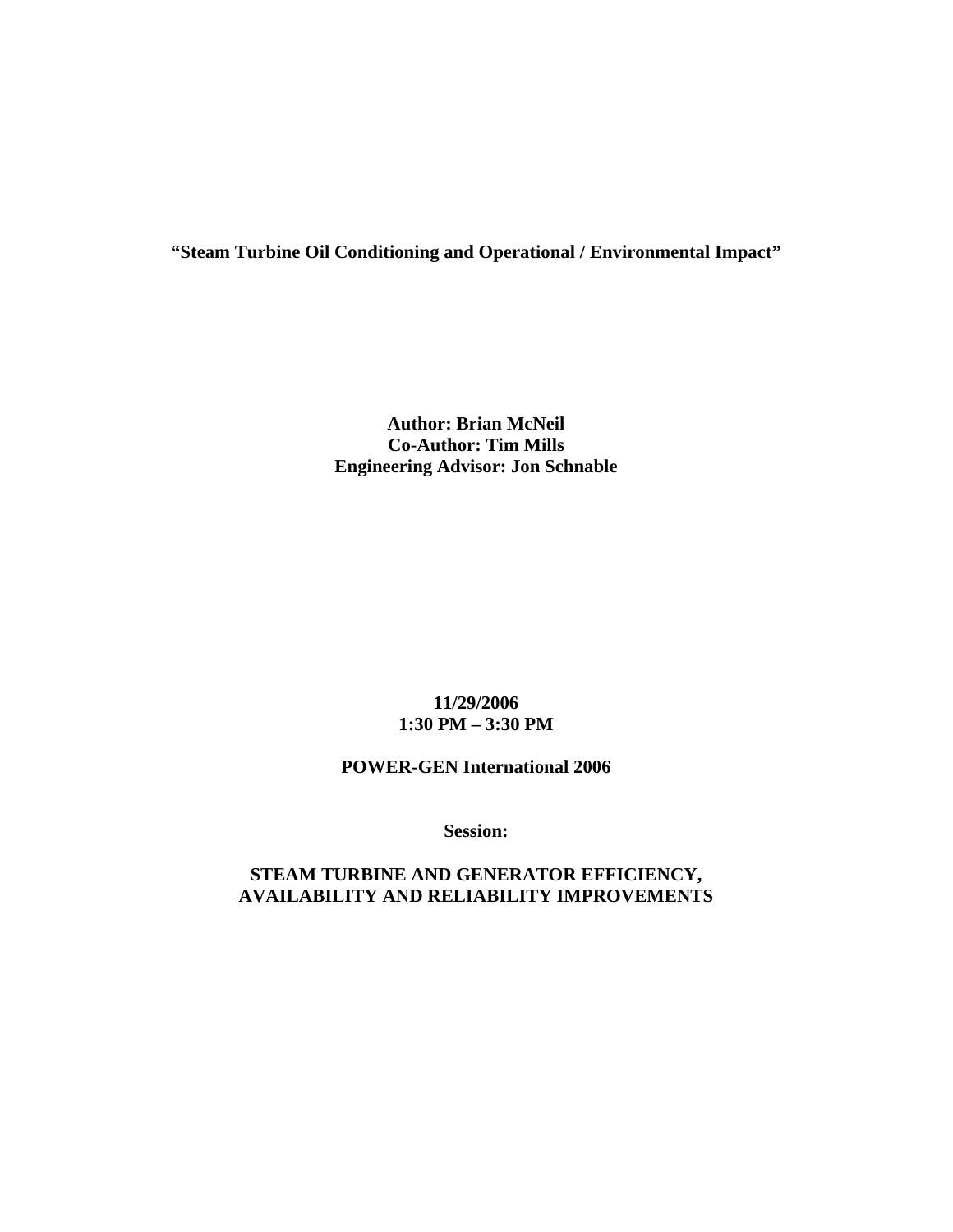# “Steam Turbine Oil Conditioning and Operational / Environmental Impact”

**Author: Brian McNeil**
**Co-Author: Tim Mills**
**Engineering Advisor: Jon Schnable**

**11/29/2006**
**1:30 PM – 3:30 PM**

**POWER-GEN International 2006**

**Session:**

**STEAM TURBINE AND GENERATOR EFFICIENCY, AVAILABILITY AND RELIABILITY IMPROVEMENTS**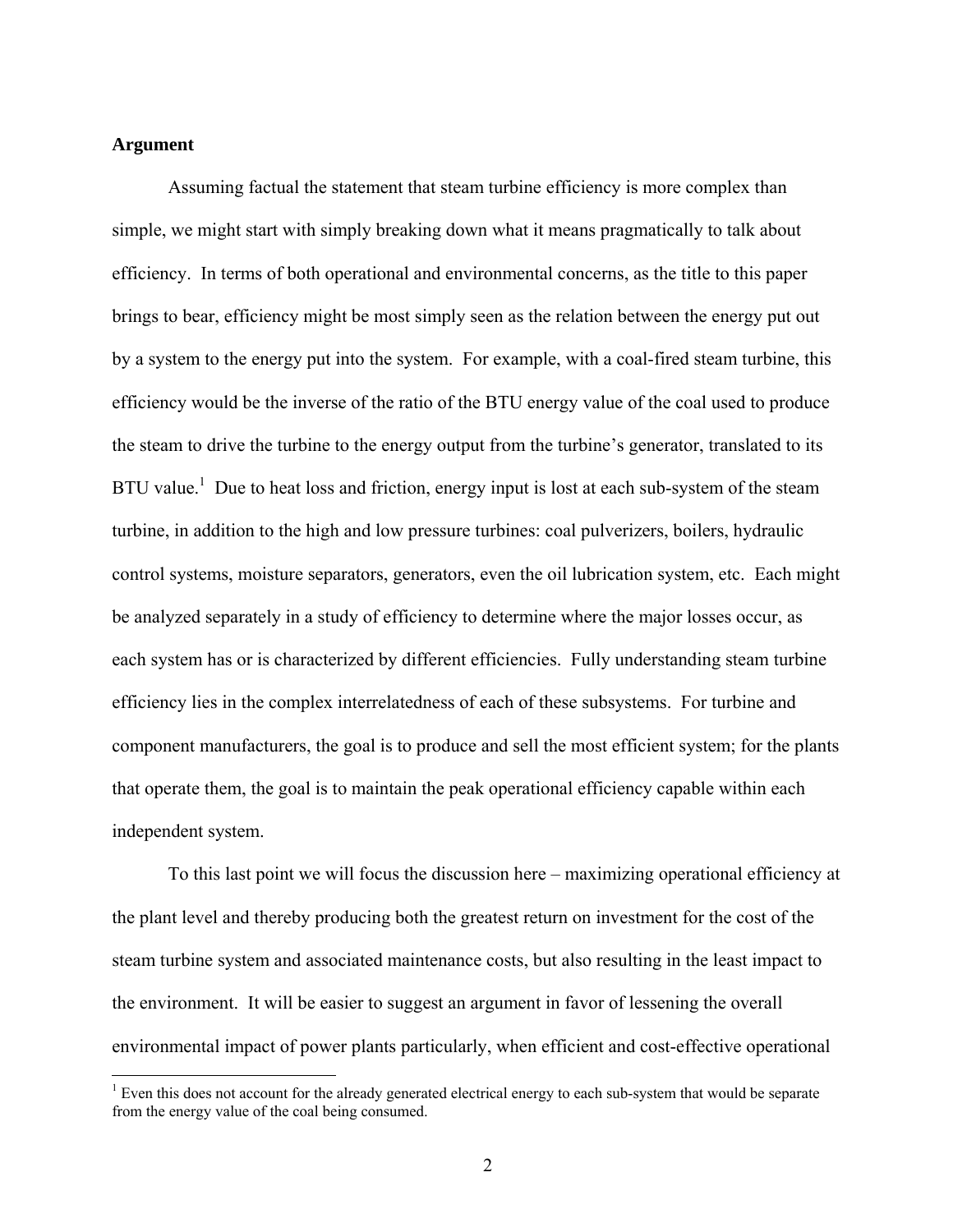**Argument**

Assuming factual the statement that steam turbine efficiency is more complex than simple, we might start with simply breaking down what it means pragmatically to talk about efficiency. In terms of both operational and environmental concerns, as the title to this paper brings to bear, efficiency might be most simply seen as the relation between the energy put out by a system to the energy put into the system. For example, with a coal-fired steam turbine, this efficiency would be the inverse of the ratio of the BTU energy value of the coal used to produce the steam to drive the turbine to the energy output from the turbine's generator, translated to its BTU value.[1] Due to heat loss and friction, energy input is lost at each sub-system of the steam turbine, in addition to the high and low pressure turbines: coal pulverizers, boilers, hydraulic control systems, moisture separators, generators, even the oil lubrication system, etc. Each might be analyzed separately in a study of efficiency to determine where the major losses occur, as each system has or is characterized by different efficiencies. Fully understanding steam turbine efficiency lies in the complex interrelatedness of each of these subsystems. For turbine and component manufacturers, the goal is to produce and sell the most efficient system; for the plants that operate them, the goal is to maintain the peak operational efficiency capable within each independent system.

To this last point we will focus the discussion here – maximizing operational efficiency at the plant level and thereby producing both the greatest return on investment for the cost of the steam turbine system and associated maintenance costs, but also resulting in the least impact to the environment. It will be easier to suggest an argument in favor of lessening the overall environmental impact of power plants particularly, when efficient and cost-effective operational

[1] Even this does not account for the already generated electrical energy to each sub-system that would be separate from the energy value of the coal being consumed.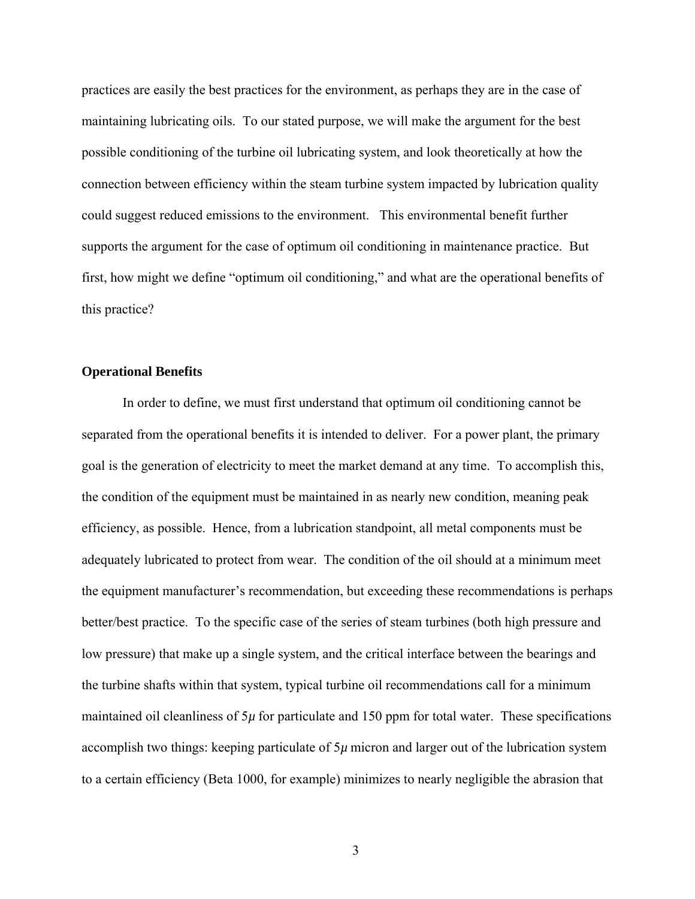practices are easily the best practices for the environment, as perhaps they are in the case of maintaining lubricating oils. To our stated purpose, we will make the argument for the best possible conditioning of the turbine oil lubricating system, and look theoretically at how the connection between efficiency within the steam turbine system impacted by lubrication quality could suggest reduced emissions to the environment. This environmental benefit further supports the argument for the case of optimum oil conditioning in maintenance practice. But first, how might we define "optimum oil conditioning," and what are the operational benefits of this practice?

**Operational Benefits**

In order to define, we must first understand that optimum oil conditioning cannot be separated from the operational benefits it is intended to deliver. For a power plant, the primary goal is the generation of electricity to meet the market demand at any time. To accomplish this, the condition of the equipment must be maintained in as nearly new condition, meaning peak efficiency, as possible. Hence, from a lubrication standpoint, all metal components must be adequately lubricated to protect from wear. The condition of the oil should at a minimum meet the equipment manufacturer's recommendation, but exceeding these recommendations is perhaps better/best practice. To the specific case of the series of steam turbines (both high pressure and low pressure) that make up a single system, and the critical interface between the bearings and the turbine shafts within that system, typical turbine oil recommendations call for a minimum maintained oil cleanliness of $5\mu$ for particulate and 150 ppm for total water. These specifications accomplish two things: keeping particulate of $5\mu$ micron and larger out of the lubrication system to a certain efficiency (Beta 1000, for example) minimizes to nearly negligible the abrasion that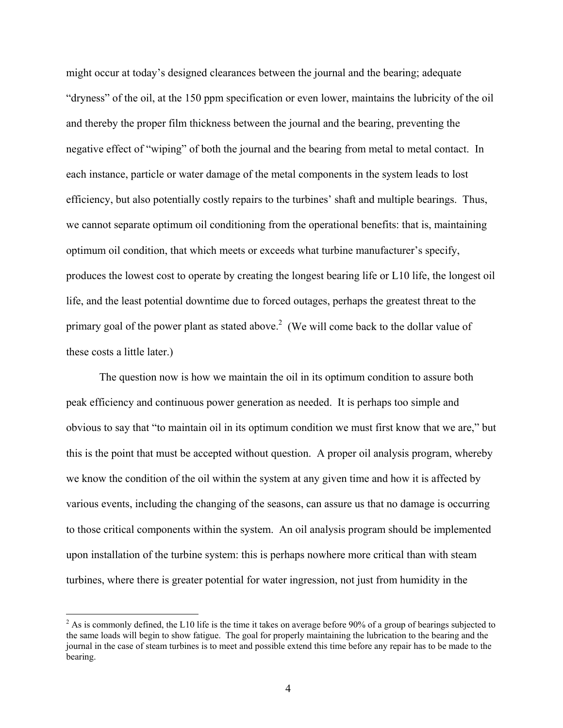might occur at today's designed clearances between the journal and the bearing; adequate "dryness" of the oil, at the 150 ppm specification or even lower, maintains the lubricity of the oil and thereby the proper film thickness between the journal and the bearing, preventing the negative effect of "wiping" of both the journal and the bearing from metal to metal contact. In each instance, particle or water damage of the metal components in the system leads to lost efficiency, but also potentially costly repairs to the turbines' shaft and multiple bearings. Thus, we cannot separate optimum oil conditioning from the operational benefits: that is, maintaining optimum oil condition, that which meets or exceeds what turbine manufacturer's specify, produces the lowest cost to operate by creating the longest bearing life or L10 life, the longest oil life, and the least potential downtime due to forced outages, perhaps the greatest threat to the primary goal of the power plant as stated above.[2] (We will come back to the dollar value of these costs a little later.)

The question now is how we maintain the oil in its optimum condition to assure both peak efficiency and continuous power generation as needed. It is perhaps too simple and obvious to say that "to maintain oil in its optimum condition we must first know that we are," but this is the point that must be accepted without question. A proper oil analysis program, whereby we know the condition of the oil within the system at any given time and how it is affected by various events, including the changing of the seasons, can assure us that no damage is occurring to those critical components within the system. An oil analysis program should be implemented upon installation of the turbine system: this is perhaps nowhere more critical than with steam turbines, where there is greater potential for water ingression, not just from humidity in the

---

[2] As is commonly defined, the L10 life is the time it takes on average before 90% of a group of bearings subjected to the same loads will begin to show fatigue. The goal for properly maintaining the lubrication to the bearing and the journal in the case of steam turbines is to meet and possible extend this time before any repair has to be made to the bearing.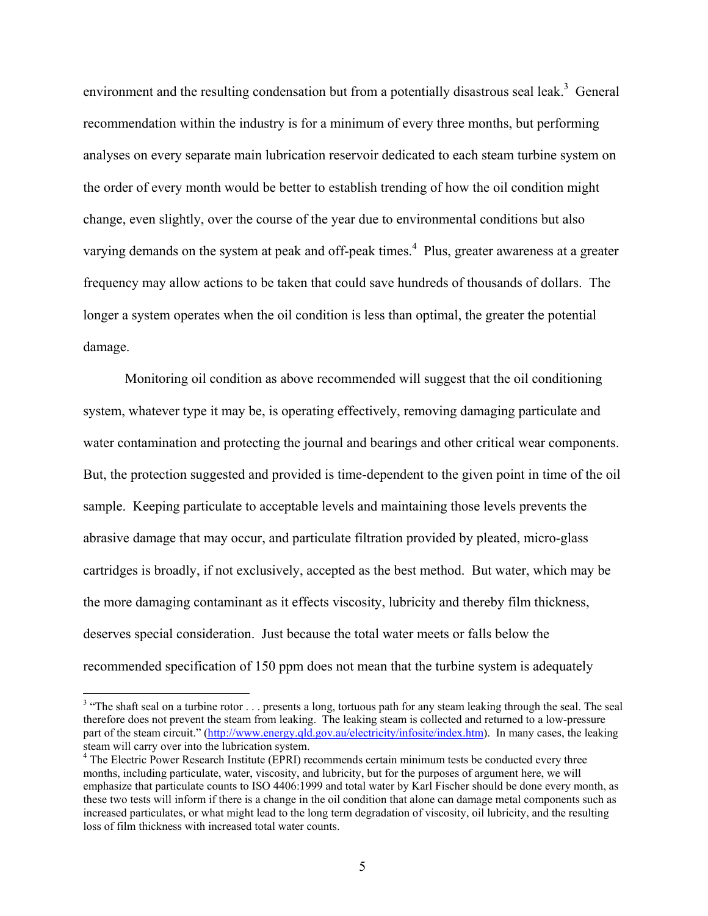environment and the resulting condensation but from a potentially disastrous seal leak.[3] General recommendation within the industry is for a minimum of every three months, but performing analyses on every separate main lubrication reservoir dedicated to each steam turbine system on the order of every month would be better to establish trending of how the oil condition might change, even slightly, over the course of the year due to environmental conditions but also varying demands on the system at peak and off-peak times.[4] Plus, greater awareness at a greater frequency may allow actions to be taken that could save hundreds of thousands of dollars. The longer a system operates when the oil condition is less than optimal, the greater the potential damage.

Monitoring oil condition as above recommended will suggest that the oil conditioning system, whatever type it may be, is operating effectively, removing damaging particulate and water contamination and protecting the journal and bearings and other critical wear components. But, the protection suggested and provided is time-dependent to the given point in time of the oil sample. Keeping particulate to acceptable levels and maintaining those levels prevents the abrasive damage that may occur, and particulate filtration provided by pleated, micro-glass cartridges is broadly, if not exclusively, accepted as the best method. But water, which may be the more damaging contaminant as it effects viscosity, lubricity and thereby film thickness, deserves special consideration. Just because the total water meets or falls below the recommended specification of 150 ppm does not mean that the turbine system is adequately

---

[3] "The shaft seal on a turbine rotor . . . presents a long, tortuous path for any steam leaking through the seal. The seal therefore does not prevent the steam from leaking. The leaking steam is collected and returned to a low-pressure part of the steam circuit." (http://www.energy.qld.gov.au/electricity/infosite/index.htm). In many cases, the leaking steam will carry over into the lubrication system.

[4] The Electric Power Research Institute (EPRI) recommends certain minimum tests be conducted every three months, including particulate, water, viscosity, and lubricity, but for the purposes of argument here, we will emphasize that particulate counts to ISO 4406:1999 and total water by Karl Fischer should be done every month, as these two tests will inform if there is a change in the oil condition that alone can damage metal components such as increased particulates, or what might lead to the long term degradation of viscosity, oil lubricity, and the resulting loss of film thickness with increased total water counts.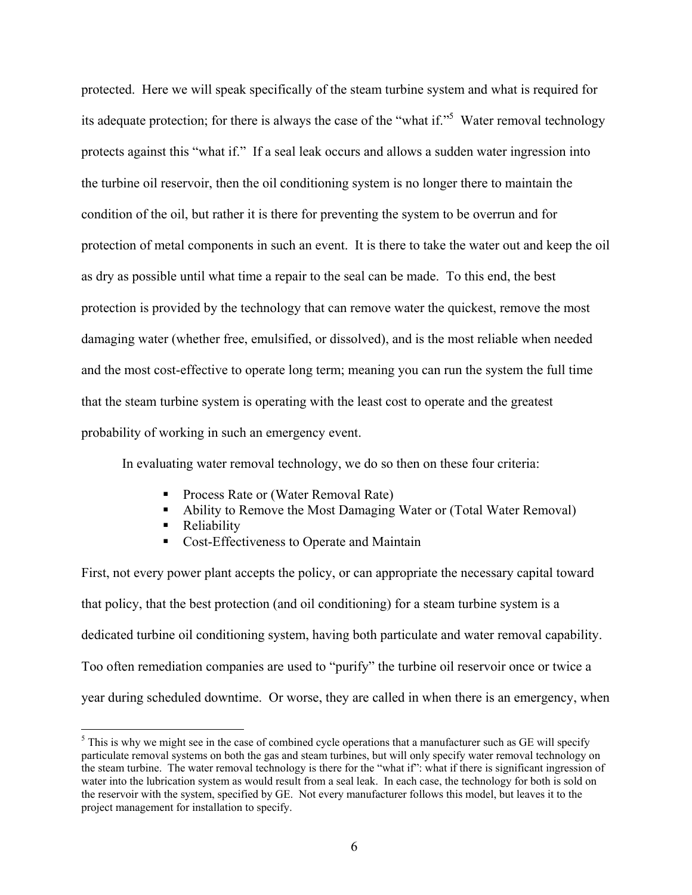protected. Here we will speak specifically of the steam turbine system and what is required for its adequate protection; for there is always the case of the "what if."[5] Water removal technology protects against this "what if." If a seal leak occurs and allows a sudden water ingression into the turbine oil reservoir, then the oil conditioning system is no longer there to maintain the condition of the oil, but rather it is there for preventing the system to be overrun and for protection of metal components in such an event. It is there to take the water out and keep the oil as dry as possible until what time a repair to the seal can be made. To this end, the best protection is provided by the technology that can remove water the quickest, remove the most damaging water (whether free, emulsified, or dissolved), and is the most reliable when needed and the most cost-effective to operate long term; meaning you can run the system the full time that the steam turbine system is operating with the least cost to operate and the greatest probability of working in such an emergency event.

In evaluating water removal technology, we do so then on these four criteria:

- Process Rate or (Water Removal Rate)
- Ability to Remove the Most Damaging Water or (Total Water Removal)
- Reliability
- Cost-Effectiveness to Operate and Maintain

First, not every power plant accepts the policy, or can appropriate the necessary capital toward that policy, that the best protection (and oil conditioning) for a steam turbine system is a dedicated turbine oil conditioning system, having both particulate and water removal capability. Too often remediation companies are used to "purify" the turbine oil reservoir once or twice a year during scheduled downtime. Or worse, they are called in when there is an emergency, when

[5] This is why we might see in the case of combined cycle operations that a manufacturer such as GE will specify particulate removal systems on both the gas and steam turbines, but will only specify water removal technology on the steam turbine. The water removal technology is there for the "what if": what if there is significant ingression of water into the lubrication system as would result from a seal leak. In each case, the technology for both is sold on the reservoir with the system, specified by GE. Not every manufacturer follows this model, but leaves it to the project management for installation to specify.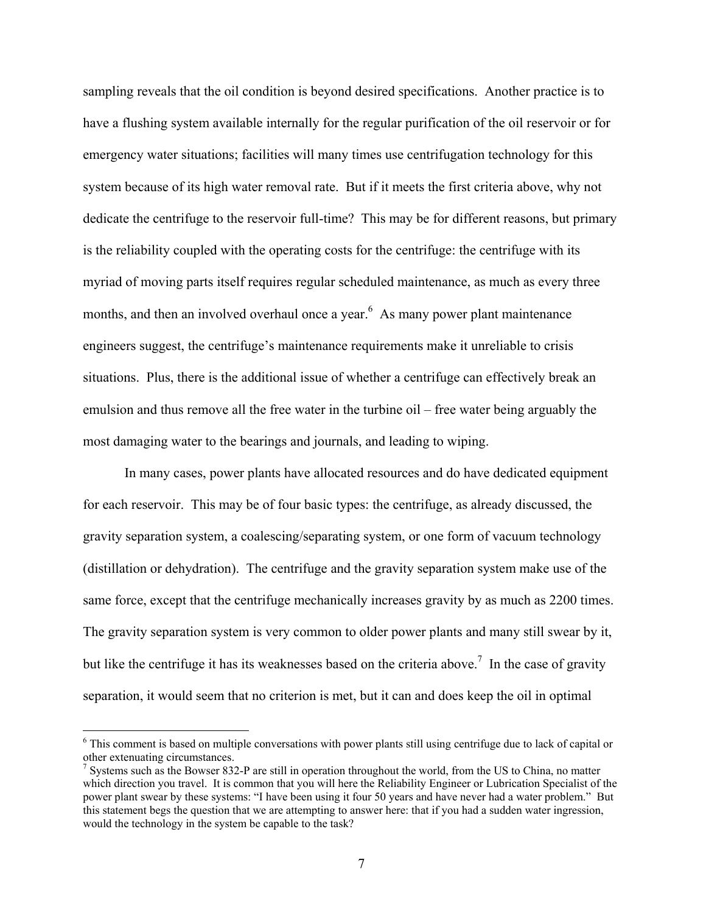sampling reveals that the oil condition is beyond desired specifications. Another practice is to have a flushing system available internally for the regular purification of the oil reservoir or for emergency water situations; facilities will many times use centrifugation technology for this system because of its high water removal rate. But if it meets the first criteria above, why not dedicate the centrifuge to the reservoir full-time? This may be for different reasons, but primary is the reliability coupled with the operating costs for the centrifuge: the centrifuge with its myriad of moving parts itself requires regular scheduled maintenance, as much as every three months, and then an involved overhaul once a year.[6] As many power plant maintenance engineers suggest, the centrifuge's maintenance requirements make it unreliable to crisis situations. Plus, there is the additional issue of whether a centrifuge can effectively break an emulsion and thus remove all the free water in the turbine oil – free water being arguably the most damaging water to the bearings and journals, and leading to wiping.

In many cases, power plants have allocated resources and do have dedicated equipment for each reservoir. This may be of four basic types: the centrifuge, as already discussed, the gravity separation system, a coalescing/separating system, or one form of vacuum technology (distillation or dehydration). The centrifuge and the gravity separation system make use of the same force, except that the centrifuge mechanically increases gravity by as much as 2200 times. The gravity separation system is very common to older power plants and many still swear by it, but like the centrifuge it has its weaknesses based on the criteria above.[7] In the case of gravity separation, it would seem that no criterion is met, but it can and does keep the oil in optimal

---

[6] This comment is based on multiple conversations with power plants still using centrifuge due to lack of capital or other extenuating circumstances.

[7] Systems such as the Bowser 832-P are still in operation throughout the world, from the US to China, no matter which direction you travel. It is common that you will here the Reliability Engineer or Lubrication Specialist of the power plant swear by these systems: "I have been using it four 50 years and have never had a water problem." But this statement begs the question that we are attempting to answer here: that if you had a sudden water ingression, would the technology in the system be capable to the task?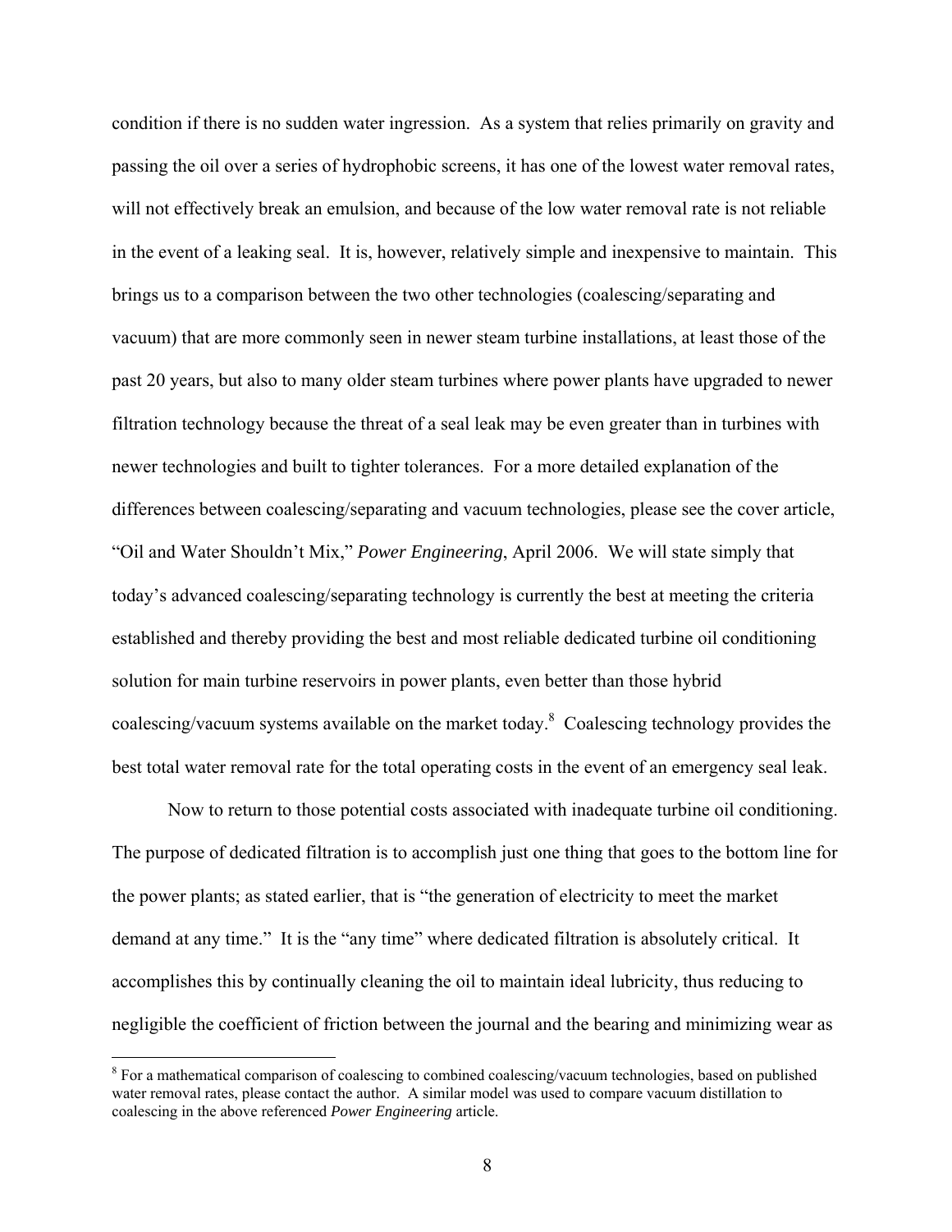condition if there is no sudden water ingression. As a system that relies primarily on gravity and passing the oil over a series of hydrophobic screens, it has one of the lowest water removal rates, will not effectively break an emulsion, and because of the low water removal rate is not reliable in the event of a leaking seal. It is, however, relatively simple and inexpensive to maintain. This brings us to a comparison between the two other technologies (coalescing/separating and vacuum) that are more commonly seen in newer steam turbine installations, at least those of the past 20 years, but also to many older steam turbines where power plants have upgraded to newer filtration technology because the threat of a seal leak may be even greater than in turbines with newer technologies and built to tighter tolerances. For a more detailed explanation of the differences between coalescing/separating and vacuum technologies, please see the cover article, "Oil and Water Shouldn't Mix," *Power Engineering*, April 2006. We will state simply that today's advanced coalescing/separating technology is currently the best at meeting the criteria established and thereby providing the best and most reliable dedicated turbine oil conditioning solution for main turbine reservoirs in power plants, even better than those hybrid coalescing/vacuum systems available on the market today.[8] Coalescing technology provides the best total water removal rate for the total operating costs in the event of an emergency seal leak.

Now to return to those potential costs associated with inadequate turbine oil conditioning. The purpose of dedicated filtration is to accomplish just one thing that goes to the bottom line for the power plants; as stated earlier, that is "the generation of electricity to meet the market demand at any time." It is the "any time" where dedicated filtration is absolutely critical. It accomplishes this by continually cleaning the oil to maintain ideal lubricity, thus reducing to negligible the coefficient of friction between the journal and the bearing and minimizing wear as

[8] For a mathematical comparison of coalescing to combined coalescing/vacuum technologies, based on published water removal rates, please contact the author. A similar model was used to compare vacuum distillation to coalescing in the above referenced *Power Engineering* article.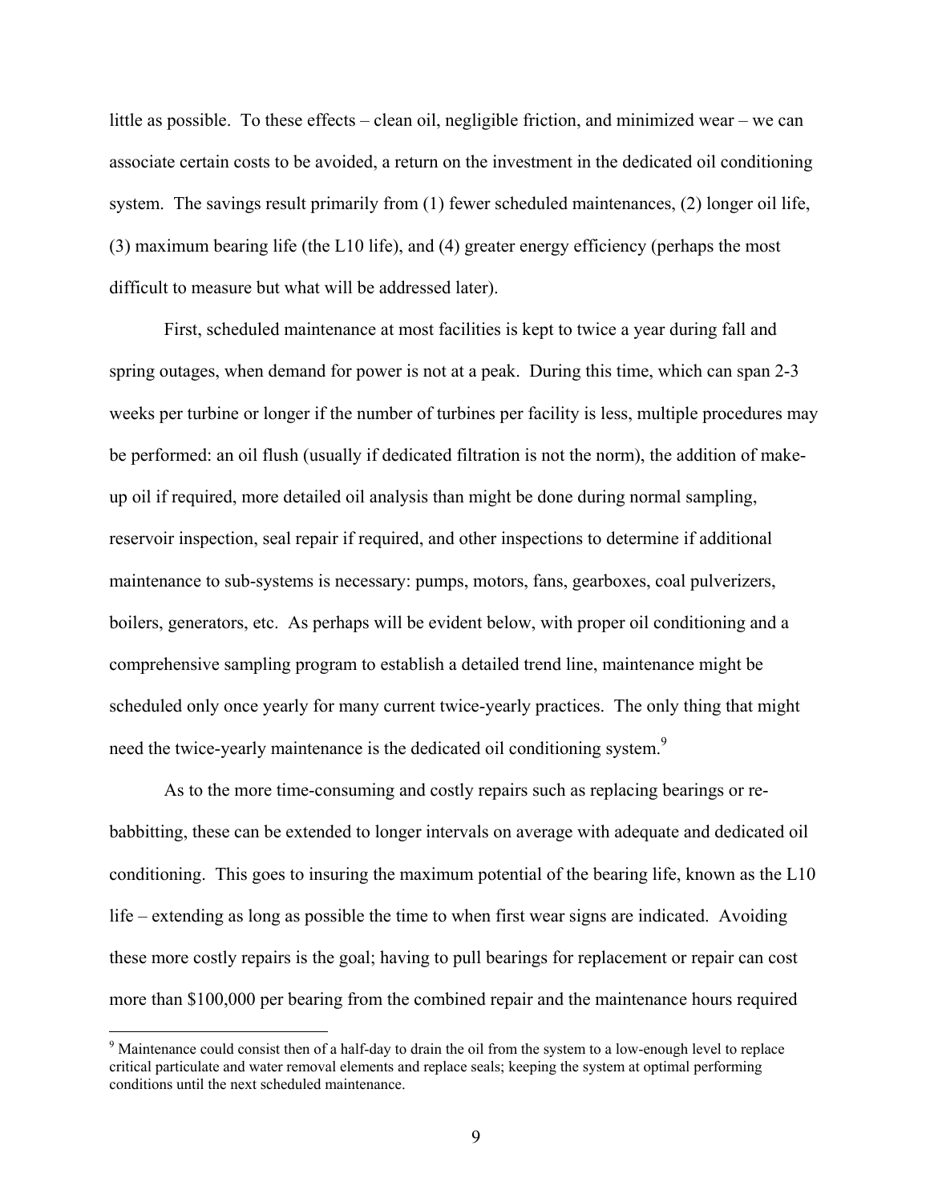little as possible. To these effects – clean oil, negligible friction, and minimized wear – we can associate certain costs to be avoided, a return on the investment in the dedicated oil conditioning system. The savings result primarily from (1) fewer scheduled maintenances, (2) longer oil life, (3) maximum bearing life (the L10 life), and (4) greater energy efficiency (perhaps the most difficult to measure but what will be addressed later).

First, scheduled maintenance at most facilities is kept to twice a year during fall and spring outages, when demand for power is not at a peak. During this time, which can span 2-3 weeks per turbine or longer if the number of turbines per facility is less, multiple procedures may be performed: an oil flush (usually if dedicated filtration is not the norm), the addition of make-up oil if required, more detailed oil analysis than might be done during normal sampling, reservoir inspection, seal repair if required, and other inspections to determine if additional maintenance to sub-systems is necessary: pumps, motors, fans, gearboxes, coal pulverizers, boilers, generators, etc. As perhaps will be evident below, with proper oil conditioning and a comprehensive sampling program to establish a detailed trend line, maintenance might be scheduled only once yearly for many current twice-yearly practices. The only thing that might need the twice-yearly maintenance is the dedicated oil conditioning system.[9]

As to the more time-consuming and costly repairs such as replacing bearings or re-babbitting, these can be extended to longer intervals on average with adequate and dedicated oil conditioning. This goes to insuring the maximum potential of the bearing life, known as the L10 life – extending as long as possible the time to when first wear signs are indicated. Avoiding these more costly repairs is the goal; having to pull bearings for replacement or repair can cost more than $100,000 per bearing from the combined repair and the maintenance hours required

[9] Maintenance could consist then of a half-day to drain the oil from the system to a low-enough level to replace critical particulate and water removal elements and replace seals; keeping the system at optimal performing conditions until the next scheduled maintenance.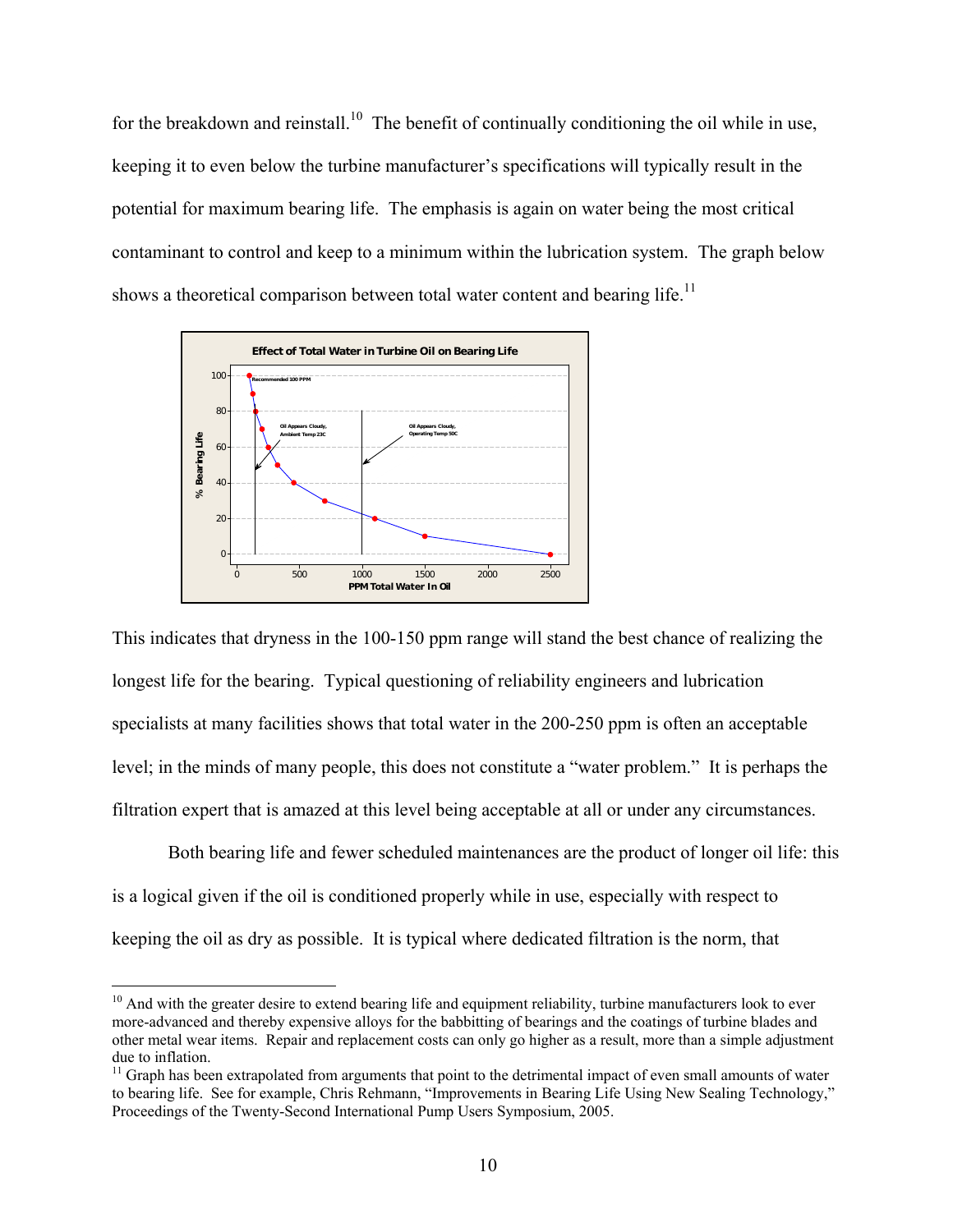for the breakdown and reinstall.[10] The benefit of continually conditioning the oil while in use, keeping it to even below the turbine manufacturer's specifications will typically result in the potential for maximum bearing life. The emphasis is again on water being the most critical contaminant to control and keep to a minimum within the lubrication system. The graph below shows a theoretical comparison between total water content and bearing life.[11]

This indicates that dryness in the 100-150 ppm range will stand the best chance of realizing the longest life for the bearing. Typical questioning of reliability engineers and lubrication specialists at many facilities shows that total water in the 200-250 ppm is often an acceptable level; in the minds of many people, this does not constitute a "water problem." It is perhaps the filtration expert that is amazed at this level being acceptable at all or under any circumstances.

Both bearing life and fewer scheduled maintenances are the product of longer oil life: this is a logical given if the oil is conditioned properly while in use, especially with respect to keeping the oil as dry as possible. It is typical where dedicated filtration is the norm, that

---

[10] And with the greater desire to extend bearing life and equipment reliability, turbine manufacturers look to ever more-advanced and thereby expensive alloys for the babbitting of bearings and the coatings of turbine blades and other metal wear items. Repair and replacement costs can only go higher as a result, more than a simple adjustment due to inflation.

[11] Graph has been extrapolated from arguments that point to the detrimental impact of even small amounts of water to bearing life. See for example, Chris Rehmann, "Improvements in Bearing Life Using New Sealing Technology," Proceedings of the Twenty-Second International Pump Users Symposium, 2005.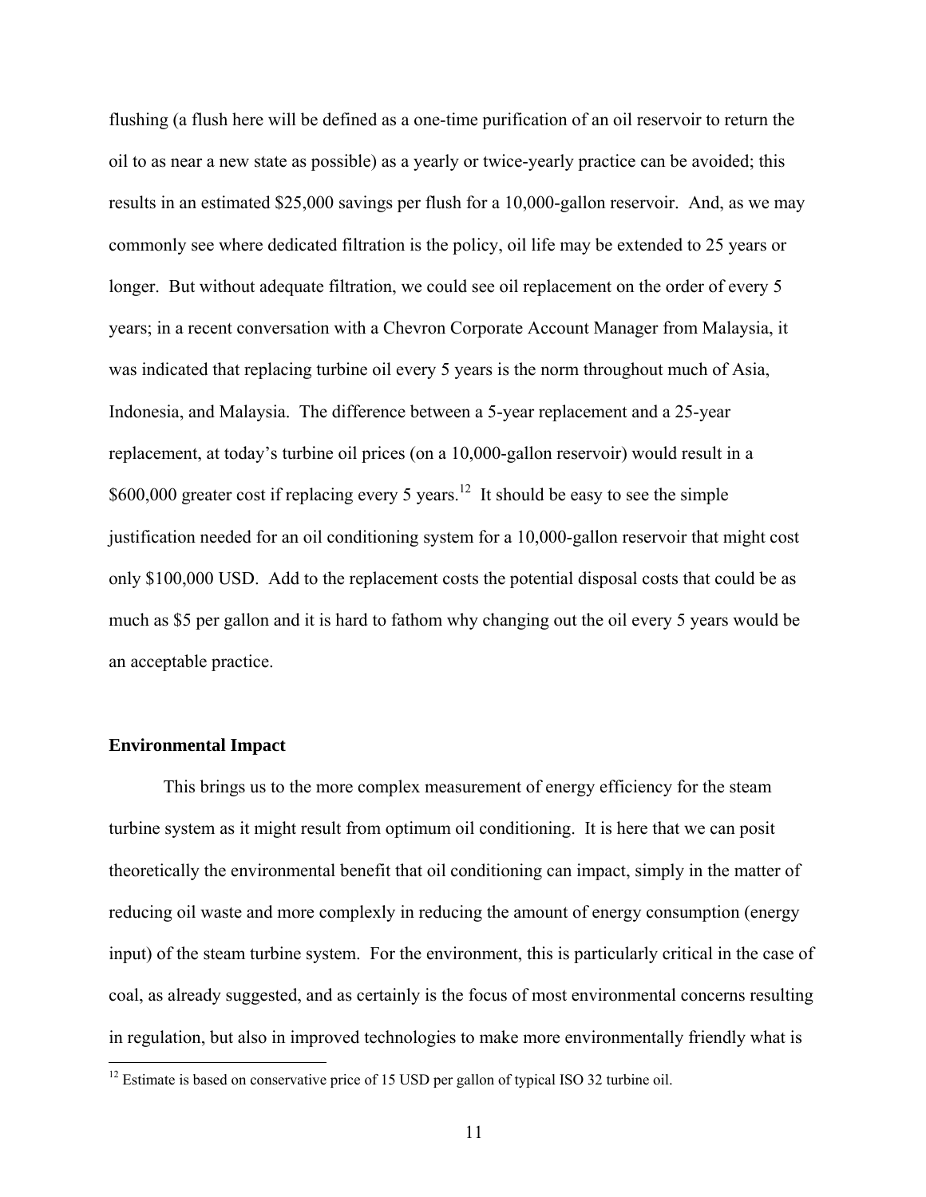flushing (a flush here will be defined as a one-time purification of an oil reservoir to return the oil to as near a new state as possible) as a yearly or twice-yearly practice can be avoided; this results in an estimated $25,000 savings per flush for a 10,000-gallon reservoir. And, as we may commonly see where dedicated filtration is the policy, oil life may be extended to 25 years or longer. But without adequate filtration, we could see oil replacement on the order of every 5 years; in a recent conversation with a Chevron Corporate Account Manager from Malaysia, it was indicated that replacing turbine oil every 5 years is the norm throughout much of Asia, Indonesia, and Malaysia. The difference between a 5-year replacement and a 25-year replacement, at today's turbine oil prices (on a 10,000-gallon reservoir) would result in a $600,000 greater cost if replacing every 5 years.[12] It should be easy to see the simple justification needed for an oil conditioning system for a 10,000-gallon reservoir that might cost only $100,000 USD. Add to the replacement costs the potential disposal costs that could be as much as $5 per gallon and it is hard to fathom why changing out the oil every 5 years would be an acceptable practice.

**Environmental Impact**

This brings us to the more complex measurement of energy efficiency for the steam turbine system as it might result from optimum oil conditioning. It is here that we can posit theoretically the environmental benefit that oil conditioning can impact, simply in the matter of reducing oil waste and more complexly in reducing the amount of energy consumption (energy input) of the steam turbine system. For the environment, this is particularly critical in the case of coal, as already suggested, and as certainly is the focus of most environmental concerns resulting in regulation, but also in improved technologies to make more environmentally friendly what is

[12] Estimate is based on conservative price of 15 USD per gallon of typical ISO 32 turbine oil.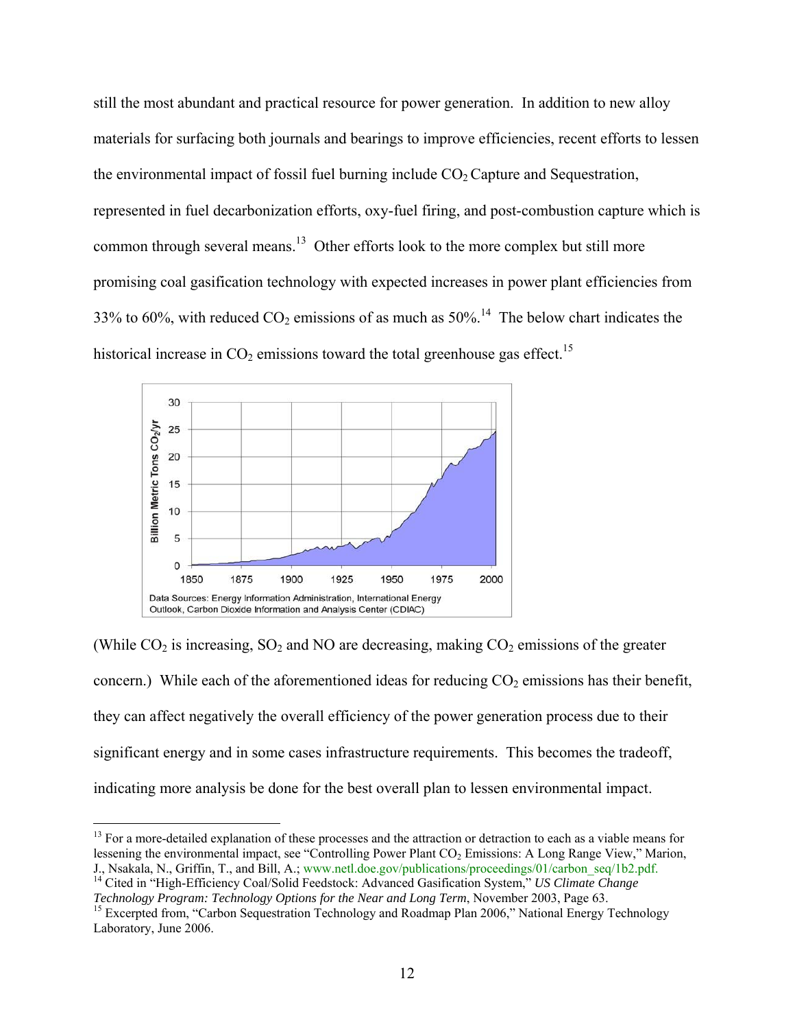still the most abundant and practical resource for power generation. In addition to new alloy materials for surfacing both journals and bearings to improve efficiencies, recent efforts to lessen the environmental impact of fossil fuel burning include $CO_2$ Capture and Sequestration, represented in fuel decarbonization efforts, oxy-fuel firing, and post-combustion capture which is common through several means.[13] Other efforts look to the more complex but still more promising coal gasification technology with expected increases in power plant efficiencies from 33% to 60%, with reduced $CO_2$ emissions of as much as 50%.[14] The below chart indicates the historical increase in $CO_2$ emissions toward the total greenhouse gas effect.[15]

Data Sources: Energy Information Administration, International Energy Outlook, Carbon Dioxide Information and Analysis Center (CDIAC)

(While $CO_2$ is increasing, $SO_2$ and NO are decreasing, making $CO_2$ emissions of the greater concern.) While each of the aforementioned ideas for reducing $CO_2$ emissions has their benefit, they can affect negatively the overall efficiency of the power generation process due to their significant energy and in some cases infrastructure requirements. This becomes the tradeoff, indicating more analysis be done for the best overall plan to lessen environmental impact.

---

[13] For a more-detailed explanation of these processes and the attraction or detraction to each as a viable means for lessening the environmental impact, see "Controlling Power Plant $CO_2$ Emissions: A Long Range View," Marion, J., Nsakala, N., Griffin, T., and Bill, A.; www.netl.doe.gov/publications/proceedings/01/carbon_seq/1b2.pdf.

[14] Cited in "High-Efficiency Coal/Solid Feedstock: Advanced Gasification System," *US Climate Change Technology Program: Technology Options for the Near and Long Term*, November 2003, Page 63.

[15] Excerpted from, "Carbon Sequestration Technology and Roadmap Plan 2006," National Energy Technology Laboratory, June 2006.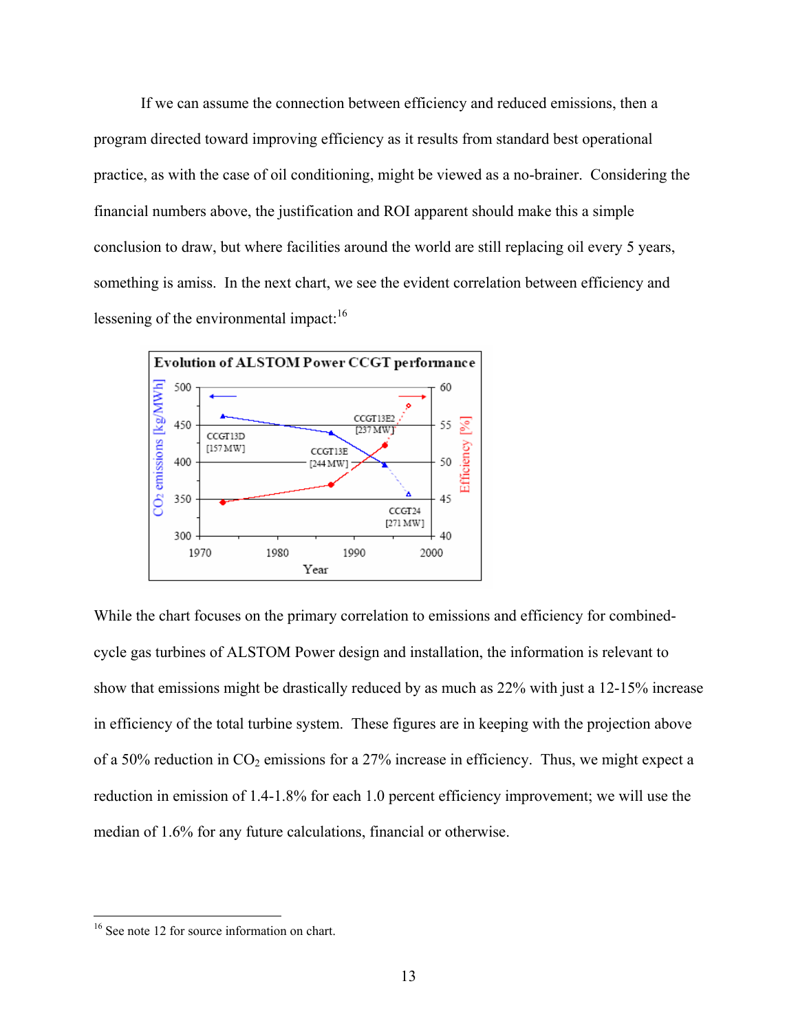If we can assume the connection between efficiency and reduced emissions, then a program directed toward improving efficiency as it results from standard best operational practice, as with the case of oil conditioning, might be viewed as a no-brainer. Considering the financial numbers above, the justification and ROI apparent should make this a simple conclusion to draw, but where facilities around the world are still replacing oil every 5 years, something is amiss. In the next chart, we see the evident correlation between efficiency and lessening of the environmental impact:[16]

While the chart focuses on the primary correlation to emissions and efficiency for combined-cycle gas turbines of ALSTOM Power design and installation, the information is relevant to show that emissions might be drastically reduced by as much as 22% with just a 12-15% increase in efficiency of the total turbine system. These figures are in keeping with the projection above of a 50% reduction in $CO_2$ emissions for a 27% increase in efficiency. Thus, we might expect a reduction in emission of 1.4-1.8% for each 1.0 percent efficiency improvement; we will use the median of 1.6% for any future calculations, financial or otherwise.

---

[16] See note 12 for source information on chart.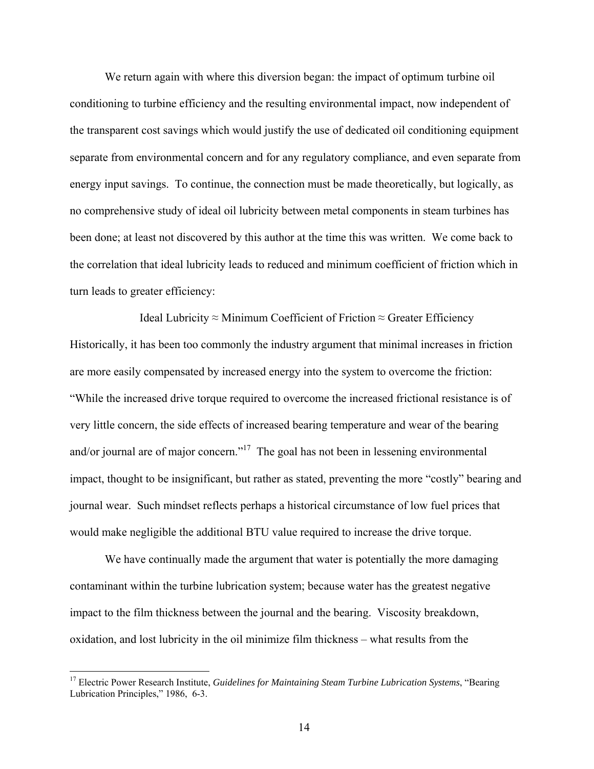We return again with where this diversion began: the impact of optimum turbine oil conditioning to turbine efficiency and the resulting environmental impact, now independent of the transparent cost savings which would justify the use of dedicated oil conditioning equipment separate from environmental concern and for any regulatory compliance, and even separate from energy input savings. To continue, the connection must be made theoretically, but logically, as no comprehensive study of ideal oil lubricity between metal components in steam turbines has been done; at least not discovered by this author at the time this was written. We come back to the correlation that ideal lubricity leads to reduced and minimum coefficient of friction which in turn leads to greater efficiency:

$$\text{Ideal Lubricity} \approx \text{Minimum Coefficient of Friction} \approx \text{Greater Efficiency}$$

Historically, it has been too commonly the industry argument that minimal increases in friction are more easily compensated by increased energy into the system to overcome the friction: "While the increased drive torque required to overcome the increased frictional resistance is of very little concern, the side effects of increased bearing temperature and wear of the bearing and/or journal are of major concern."[17] The goal has not been in lessening environmental impact, thought to be insignificant, but rather as stated, preventing the more "costly" bearing and journal wear. Such mindset reflects perhaps a historical circumstance of low fuel prices that would make negligible the additional BTU value required to increase the drive torque.

We have continually made the argument that water is potentially the more damaging contaminant within the turbine lubrication system; because water has the greatest negative impact to the film thickness between the journal and the bearing. Viscosity breakdown, oxidation, and lost lubricity in the oil minimize film thickness – what results from the

---

[17] Electric Power Research Institute, *Guidelines for Maintaining Steam Turbine Lubrication Systems*, "Bearing Lubrication Principles," 1986, 6-3.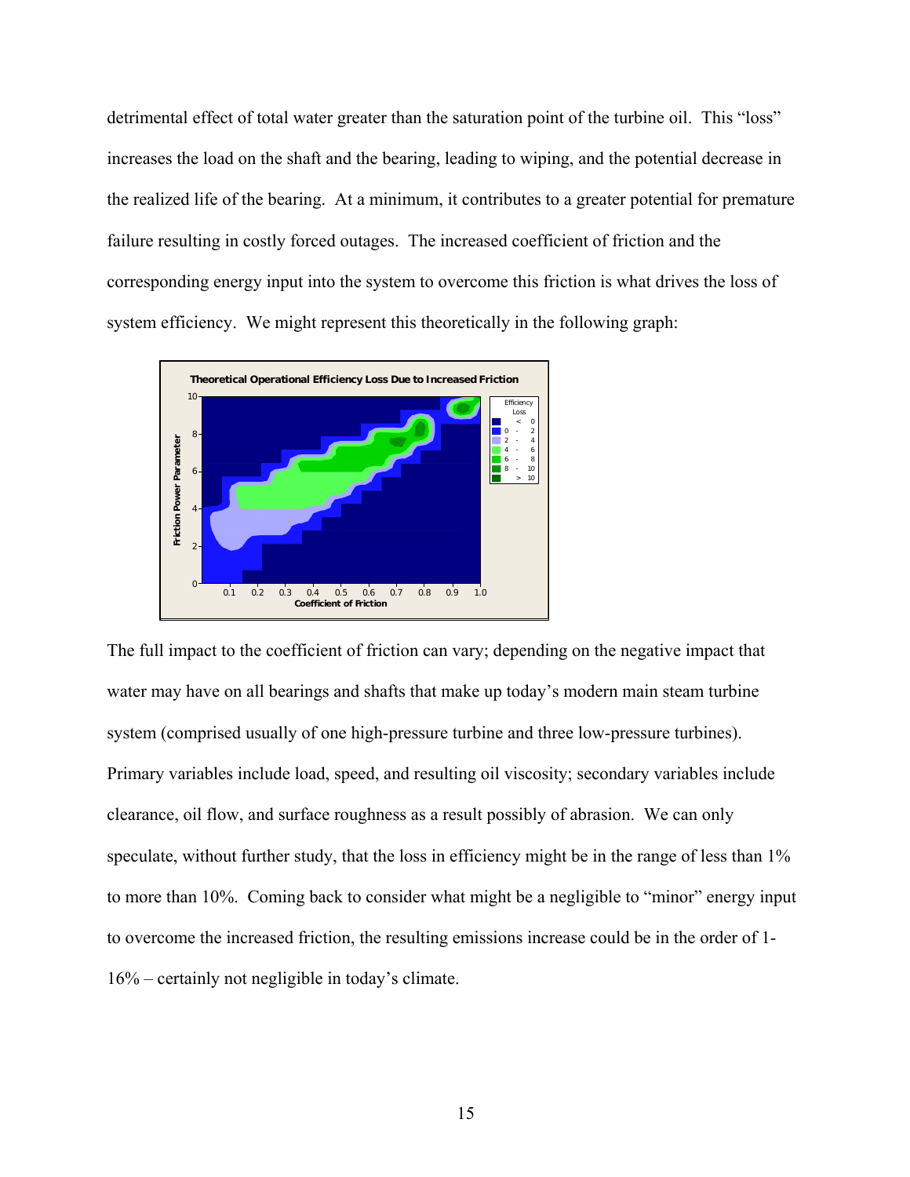detrimental effect of total water greater than the saturation point of the turbine oil. This "loss" increases the load on the shaft and the bearing, leading to wiping, and the potential decrease in the realized life of the bearing. At a minimum, it contributes to a greater potential for premature failure resulting in costly forced outages. The increased coefficient of friction and the corresponding energy input into the system to overcome this friction is what drives the loss of system efficiency. We might represent this theoretically in the following graph:

The full impact to the coefficient of friction can vary; depending on the negative impact that water may have on all bearings and shafts that make up today's modern main steam turbine system (comprised usually of one high-pressure turbine and three low-pressure turbines). Primary variables include load, speed, and resulting oil viscosity; secondary variables include clearance, oil flow, and surface roughness as a result possibly of abrasion. We can only speculate, without further study, that the loss in efficiency might be in the range of less than 1% to more than 10%. Coming back to consider what might be a negligible to "minor" energy input to overcome the increased friction, the resulting emissions increase could be in the order of 1-16% – certainly not negligible in today's climate.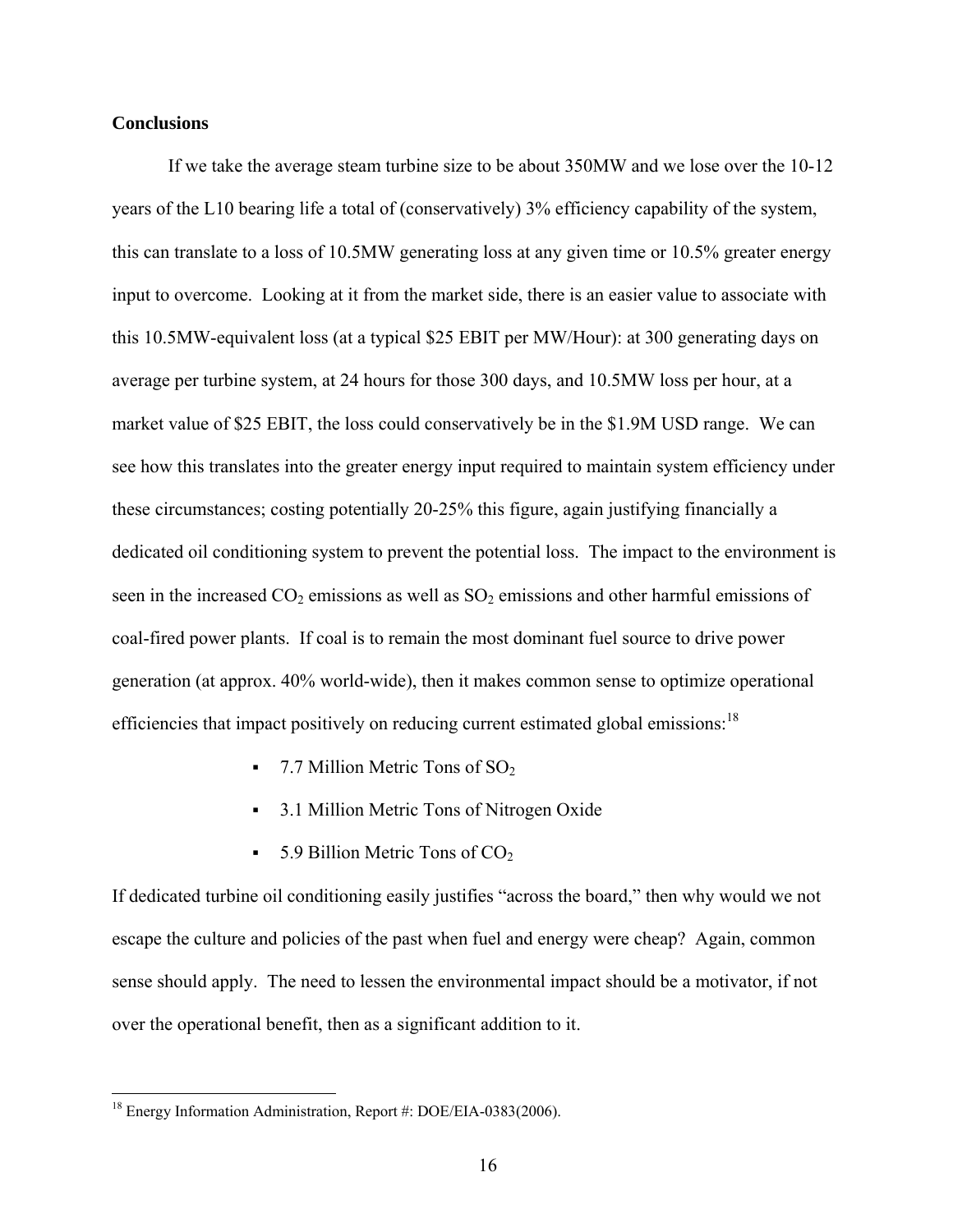## Conclusions

If we take the average steam turbine size to be about 350MW and we lose over the 10-12 years of the L10 bearing life a total of (conservatively) 3% efficiency capability of the system, this can translate to a loss of 10.5MW generating loss at any given time or 10.5% greater energy input to overcome. Looking at it from the market side, there is an easier value to associate with this 10.5MW-equivalent loss (at a typical \$25 EBIT per MW/Hour): at 300 generating days on average per turbine system, at 24 hours for those 300 days, and 10.5MW loss per hour, at a market value of \$25 EBIT, the loss could conservatively be in the \$1.9M USD range. We can see how this translates into the greater energy input required to maintain system efficiency under these circumstances; costing potentially 20-25% this figure, again justifying financially a dedicated oil conditioning system to prevent the potential loss. The impact to the environment is seen in the increased $CO_2$ emissions as well as $SO_2$ emissions and other harmful emissions of coal-fired power plants. If coal is to remain the most dominant fuel source to drive power generation (at approx. 40% world-wide), then it makes common sense to optimize operational efficiencies that impact positively on reducing current estimated global emissions:[18]

- 7.7 Million Metric Tons of $SO_2$
- 3.1 Million Metric Tons of Nitrogen Oxide
- 5.9 Billion Metric Tons of $CO_2$

If dedicated turbine oil conditioning easily justifies "across the board," then why would we not escape the culture and policies of the past when fuel and energy were cheap? Again, common sense should apply. The need to lessen the environmental impact should be a motivator, if not over the operational benefit, then as a significant addition to it.

---

[18] Energy Information Administration, Report #: DOE/EIA-0383(2006).